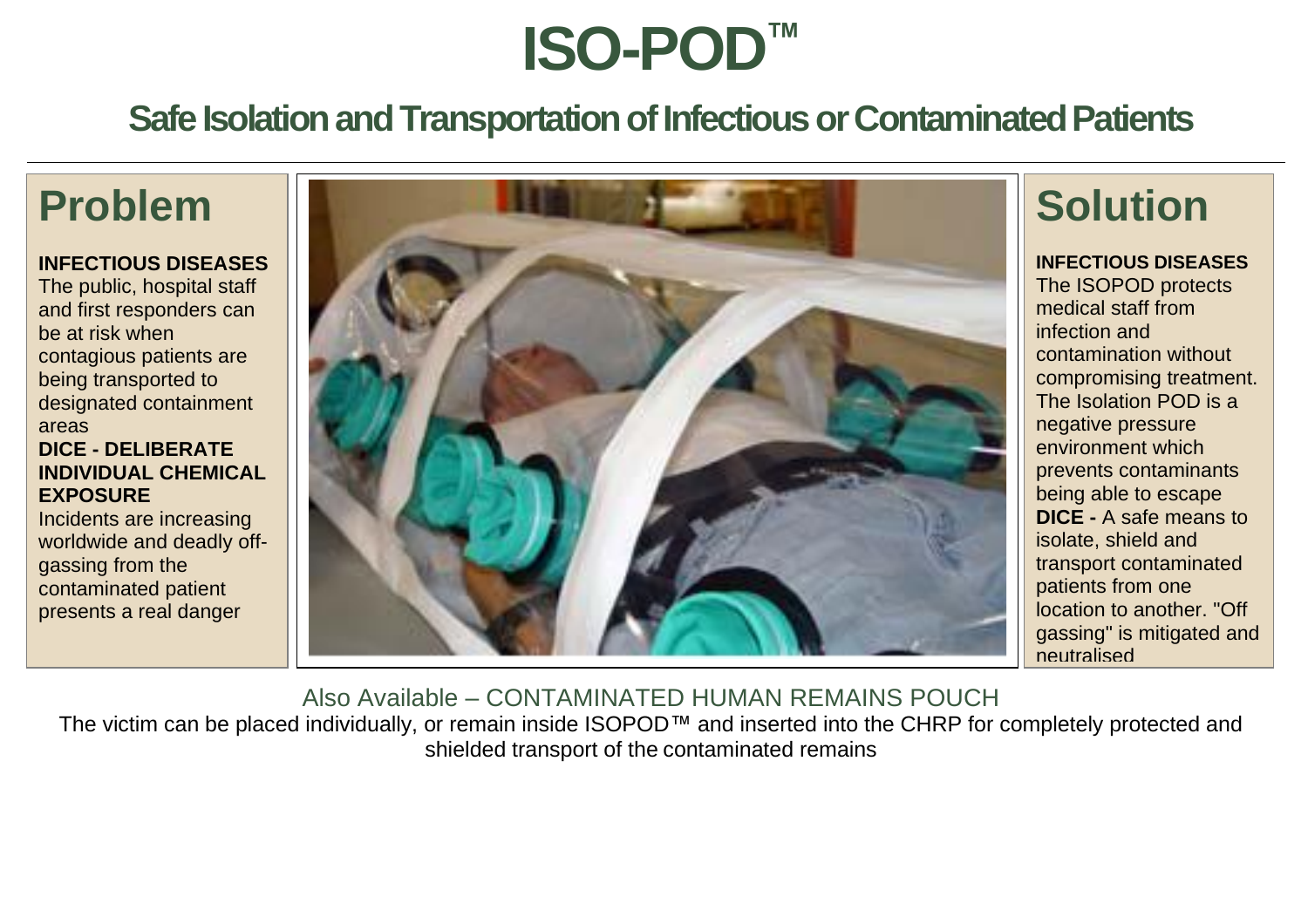# ISO-POD™

## Safe Isolation and Transportation of Infectious or Contaminated Patients

## Problem

**INFECTIOUS DISEASES**
The public, hospital staff and first responders can be at risk when contagious patients are being transported to designated containment areas

**DICE - DELIBERATE INDIVIDUAL CHEMICAL EXPOSURE**
Incidents are increasing worldwide and deadly off-gassing from the contaminated patient presents a real danger

## Solution

**INFECTIOUS DISEASES**
The ISOPOD protects medical staff from infection and contamination without compromising treatment. The Isolation POD is a negative pressure environment which prevents contaminants being able to escape

**DICE -** A safe means to isolate, shield and transport contaminated patients from one location to another. "Off gassing" is mitigated and neutralised

Also Available – CONTAMINATED HUMAN REMAINS POUCH

The victim can be placed individually, or remain inside ISOPOD™ and inserted into the CHRP for completely protected and shielded transport of the contaminated remains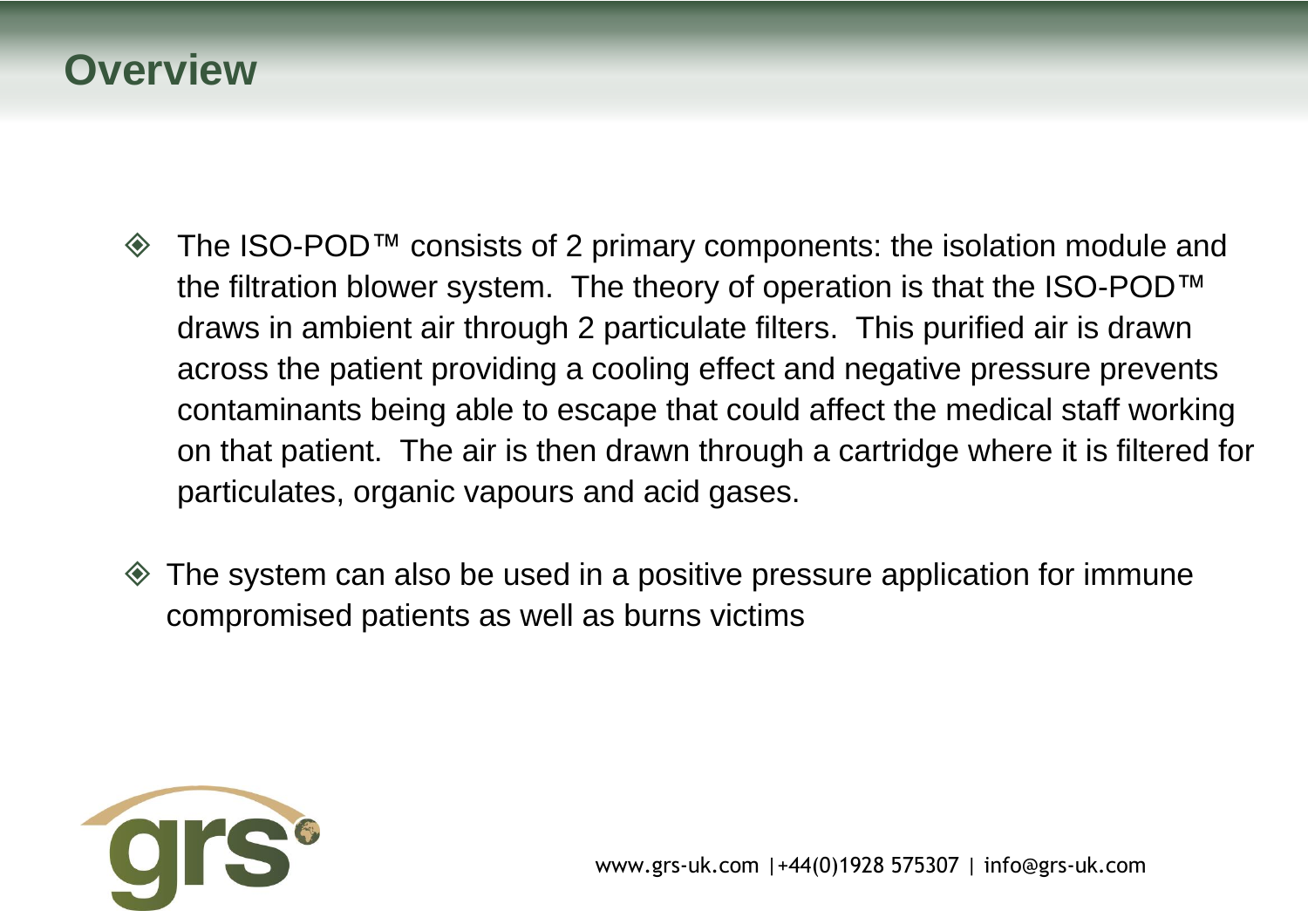# Overview

- The ISO-POD™ consists of 2 primary components: the isolation module and the filtration blower system. The theory of operation is that the ISO-POD™ draws in ambient air through 2 particulate filters. This purified air is drawn across the patient providing a cooling effect and negative pressure prevents contaminants being able to escape that could affect the medical staff working on that patient. The air is then drawn through a cartridge where it is filtered for particulates, organic vapours and acid gases.

- The system can also be used in a positive pressure application for immune compromised patients as well as burns victims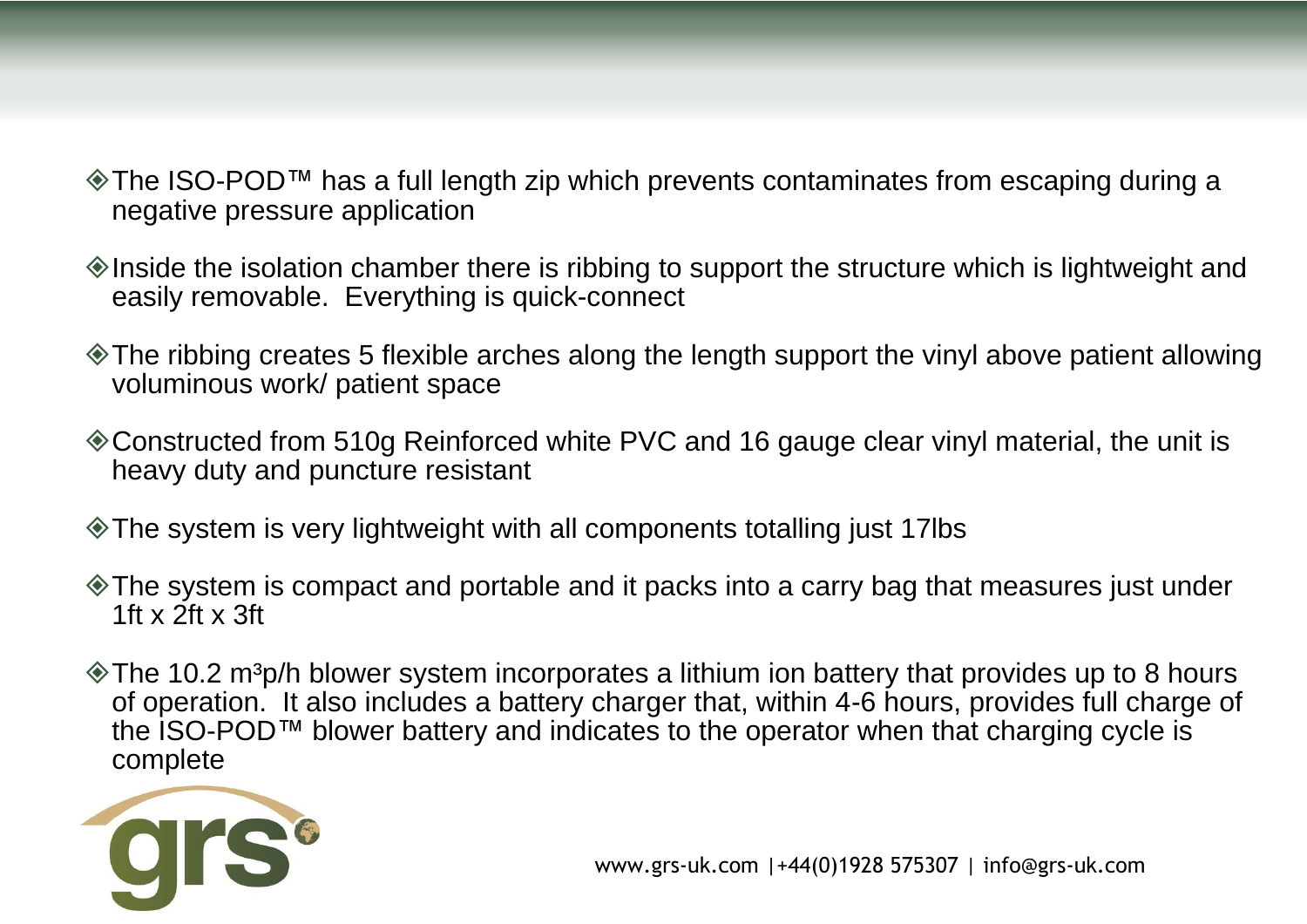- The ISO-POD™ has a full length zip which prevents contaminates from escaping during a negative pressure application
- Inside the isolation chamber there is ribbing to support the structure which is lightweight and easily removable.  Everything is quick-connect
- The ribbing creates 5 flexible arches along the length support the vinyl above patient allowing voluminous work/ patient space
- Constructed from 510g Reinforced white PVC and 16 gauge clear vinyl material, the unit is heavy duty and puncture resistant
- The system is very lightweight with all components totalling just 17lbs
- The system is compact and portable and it packs into a carry bag that measures just under 1ft x 2ft x 3ft
- The 10.2 $m^3$p/h blower system incorporates a lithium ion battery that provides up to 8 hours of operation.  It also includes a battery charger that, within 4-6 hours, provides full charge of the ISO-POD™ blower battery and indicates to the operator when that charging cycle is complete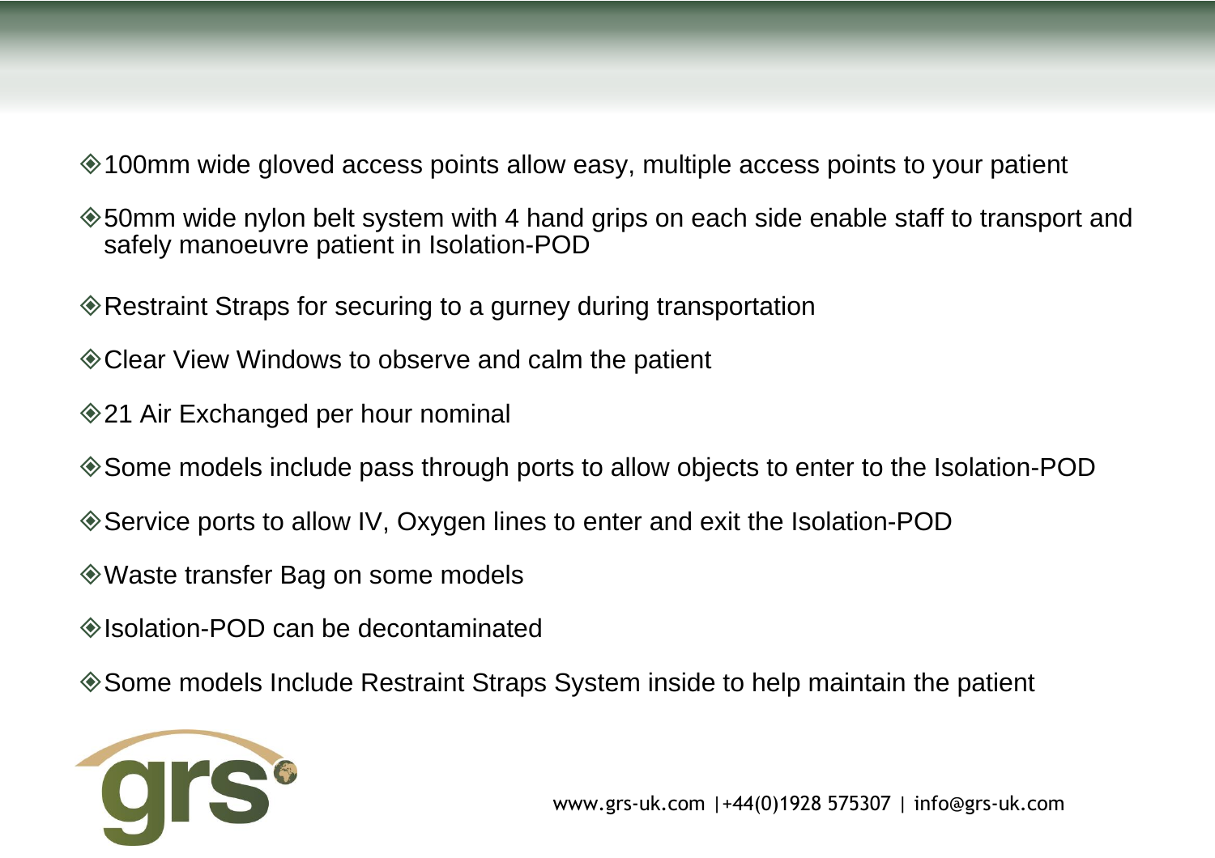- 100mm wide gloved access points allow easy, multiple access points to your patient
- 50mm wide nylon belt system with 4 hand grips on each side enable staff to transport and safely manoeuvre patient in Isolation-POD
- Restraint Straps for securing to a gurney during transportation
- Clear View Windows to observe and calm the patient
- 21 Air Exchanged per hour nominal
- Some models include pass through ports to allow objects to enter to the Isolation-POD
- Service ports to allow IV, Oxygen lines to enter and exit the Isolation-POD
- Waste transfer Bag on some models
- Isolation-POD can be decontaminated
- Some models Include Restraint Straps System inside to help maintain the patient

grs

www.grs-uk.com |+44(0)1928 575307 | info@grs-uk.com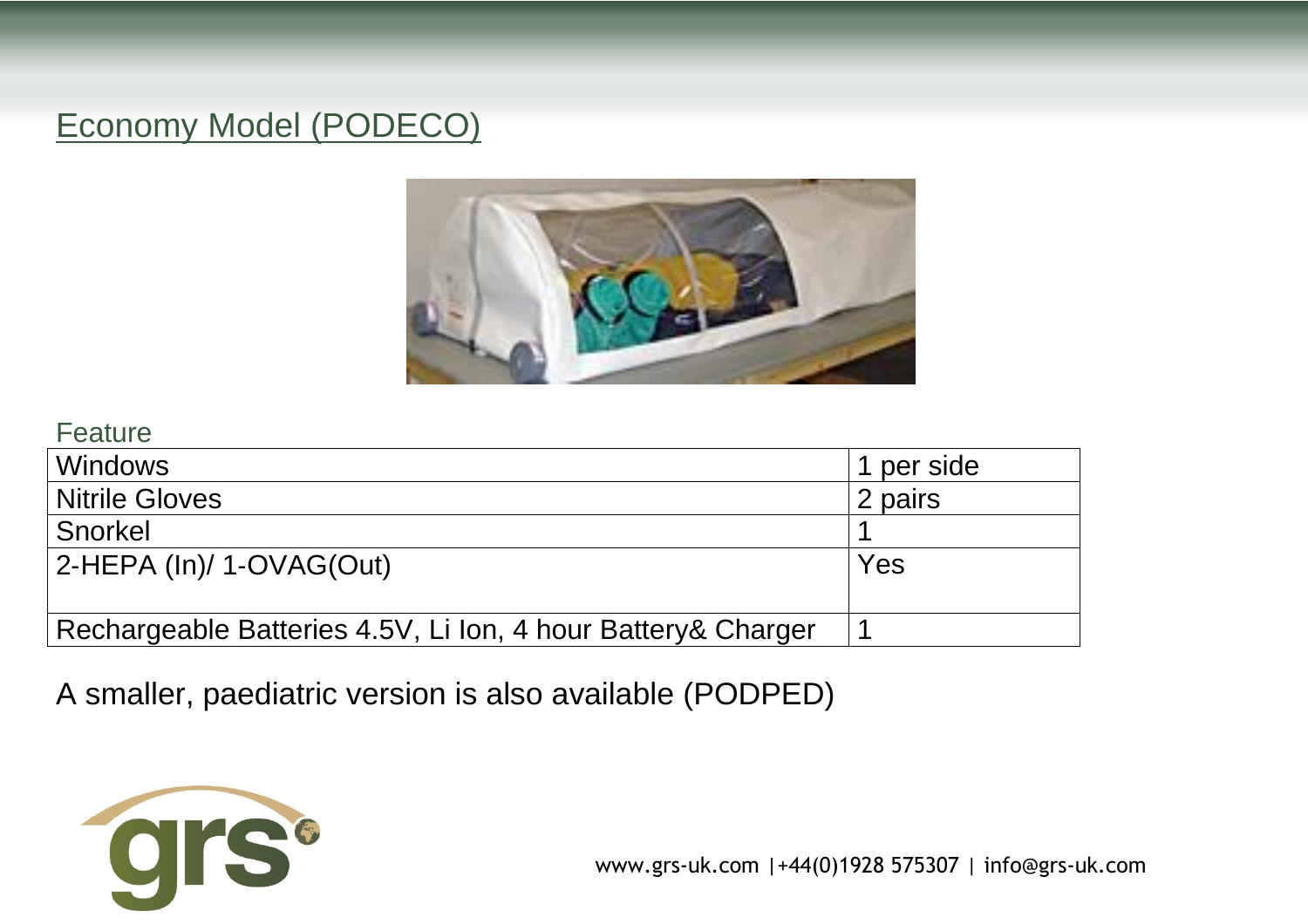## Economy Model (PODECO)

| Feature | |
|---|---|
| Windows | 1 per side |
| Nitrile Gloves | 2 pairs |
| Snorkel | 1 |
| 2-HEPA (In)/ 1-OVAG(Out) | Yes |
| Rechargeable Batteries 4.5V, Li Ion, 4 hour Battery& Charger | 1 |

A smaller, paediatric version is also available (PODPED)

www.grs-uk.com |+44(0)1928 575307 | info@grs-uk.com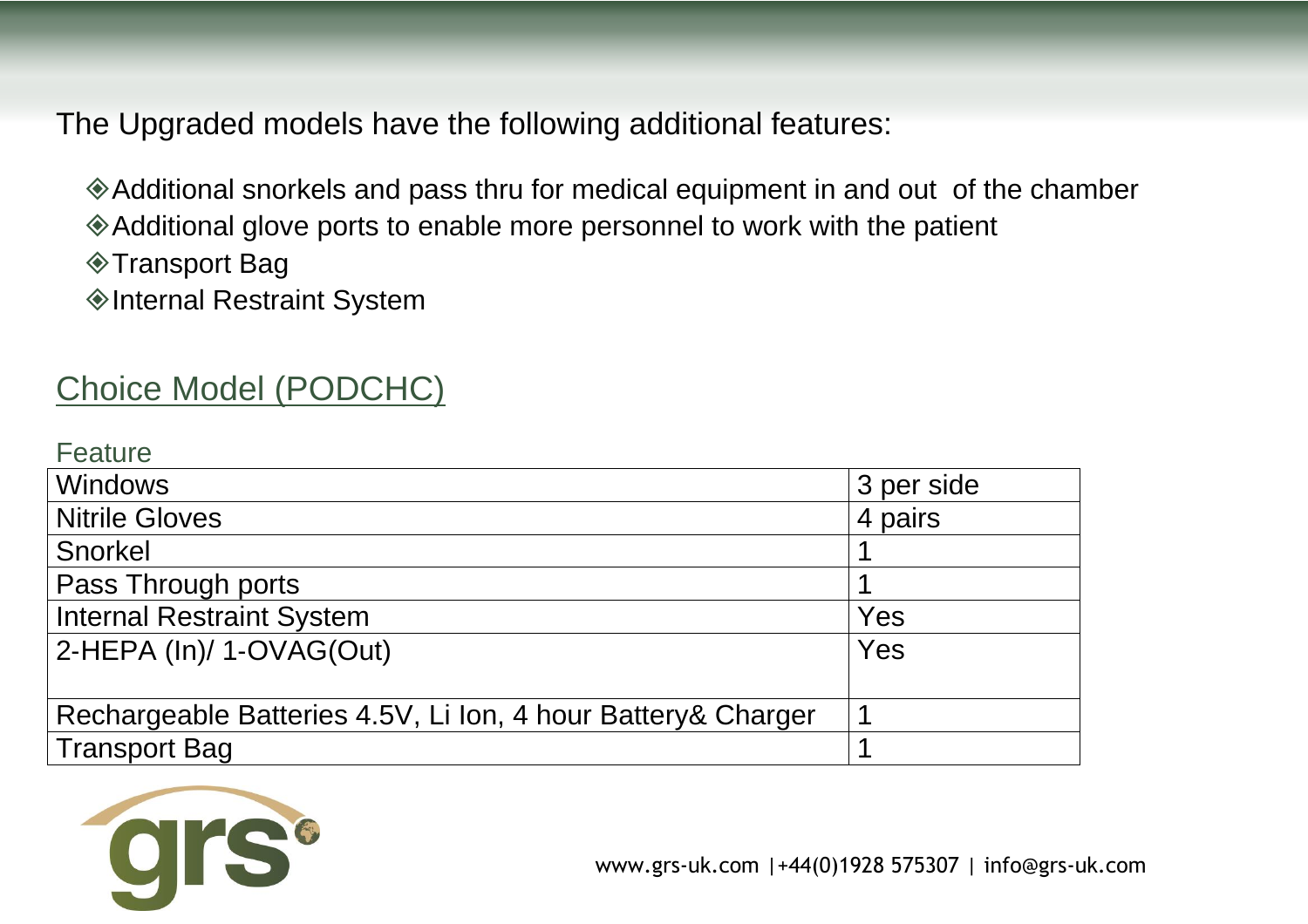The Upgraded models have the following additional features:

- Additional snorkels and pass thru for medical equipment in and out of the chamber
- Additional glove ports to enable more personnel to work with the patient
- Transport Bag
- Internal Restraint System

## Choice Model (PODCHC)

| Feature | |
|---|---|
| Windows | 3 per side |
| Nitrile Gloves | 4 pairs |
| Snorkel | 1 |
| Pass Through ports | 1 |
| Internal Restraint System | Yes |
| 2-HEPA (In)/ 1-OVAG(Out) | Yes |
| Rechargeable Batteries 4.5V, Li Ion, 4 hour Battery& Charger | 1 |
| Transport Bag | 1 |

www.grs-uk.com |+44(0)1928 575307 | info@grs-uk.com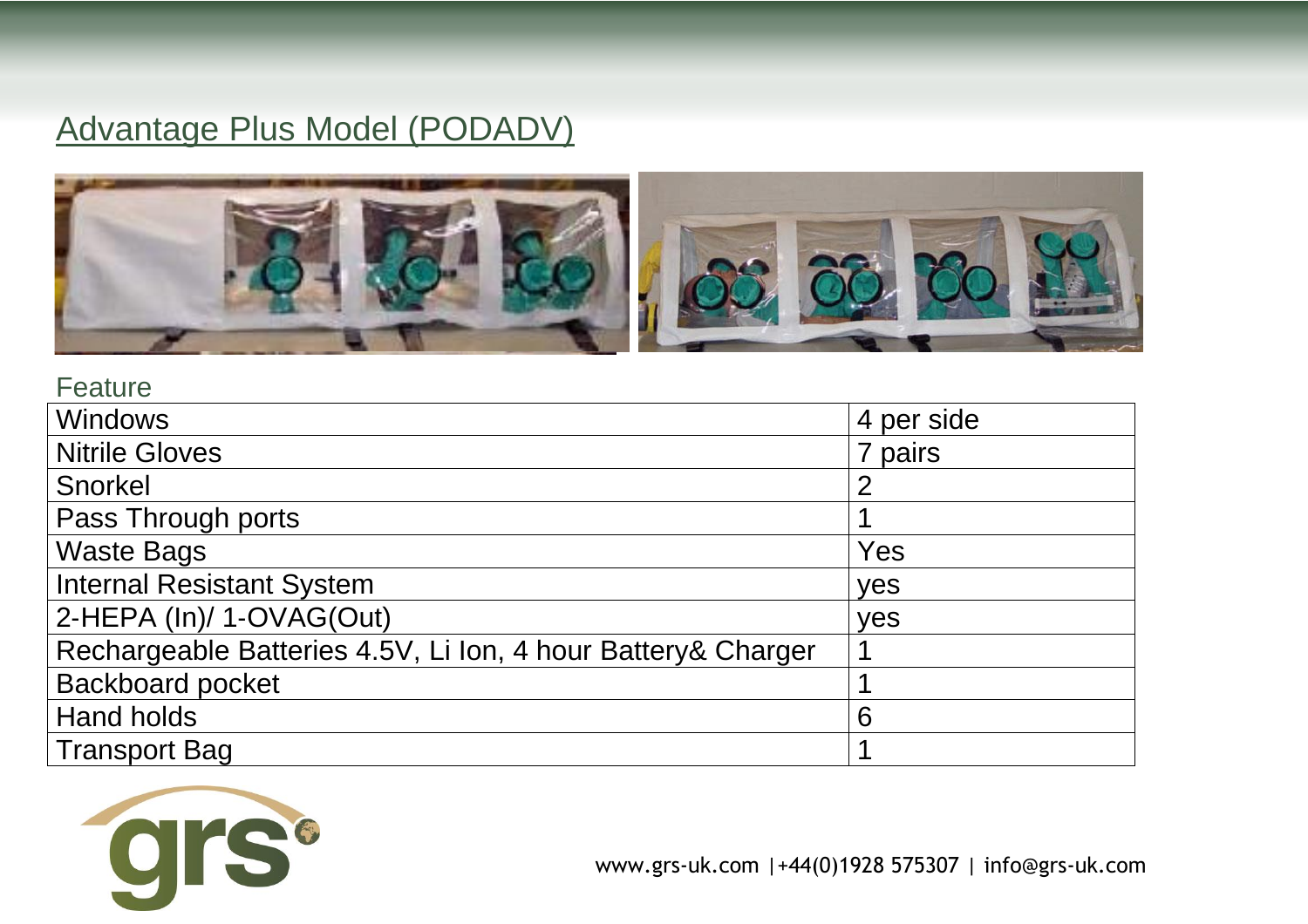## Advantage Plus Model (PODADV)

| Feature | |
|---|---|
| Windows | 4 per side |
| Nitrile Gloves | 7 pairs |
| Snorkel | 2 |
| Pass Through ports | 1 |
| Waste Bags | Yes |
| Internal Resistant System | yes |
| 2-HEPA (In)/ 1-OVAG(Out) | yes |
| Rechargeable Batteries 4.5V, Li Ion, 4 hour Battery& Charger | 1 |
| Backboard pocket | 1 |
| Hand holds | 6 |
| Transport Bag | 1 |

www.grs-uk.com |+44(0)1928 575307 | info@grs-uk.com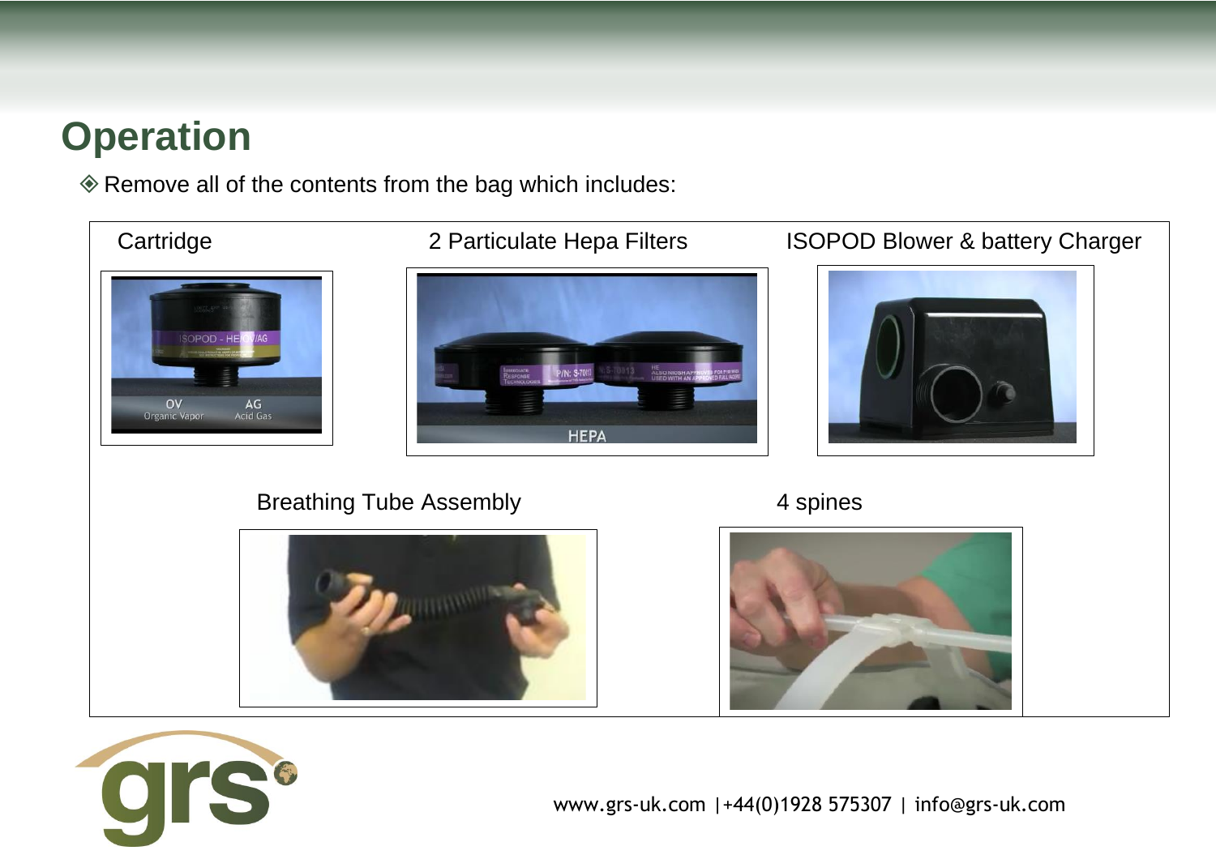# Operation

◈ Remove all of the contents from the bag which includes:

Cartridge

2 Particulate Hepa Filters

ISOPOD Blower & battery Charger

Breathing Tube Assembly

4 spines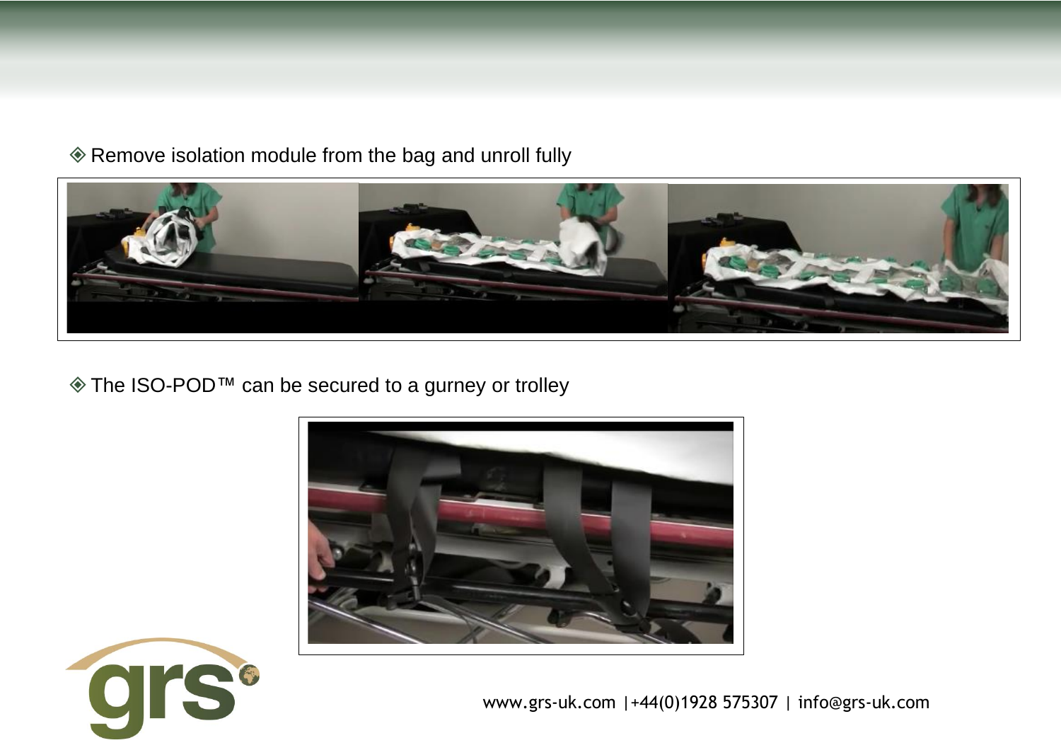◈ Remove isolation module from the bag and unroll fully

◈ The ISO-POD™ can be secured to a gurney or trolley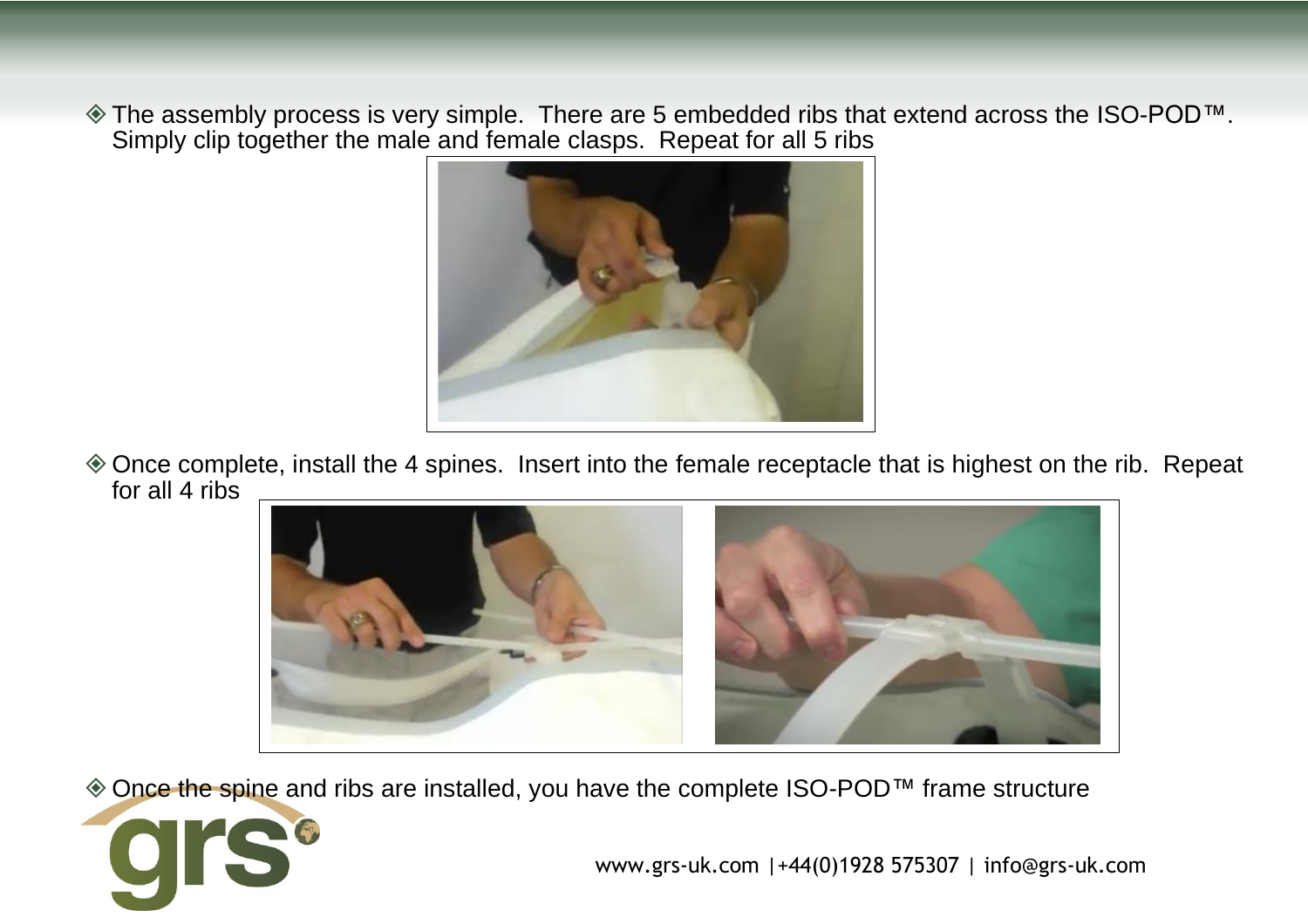- The assembly process is very simple.  There are 5 embedded ribs that extend across the ISO-POD™. Simply clip together the male and female clasps.  Repeat for all 5 ribs

- Once complete, install the 4 spines.  Insert into the female receptacle that is highest on the rib.  Repeat for all 4 ribs

- Once the spine and ribs are installed, you have the complete ISO-POD™ frame structure

www.grs-uk.com |+44(0)1928 575307 | info@grs-uk.com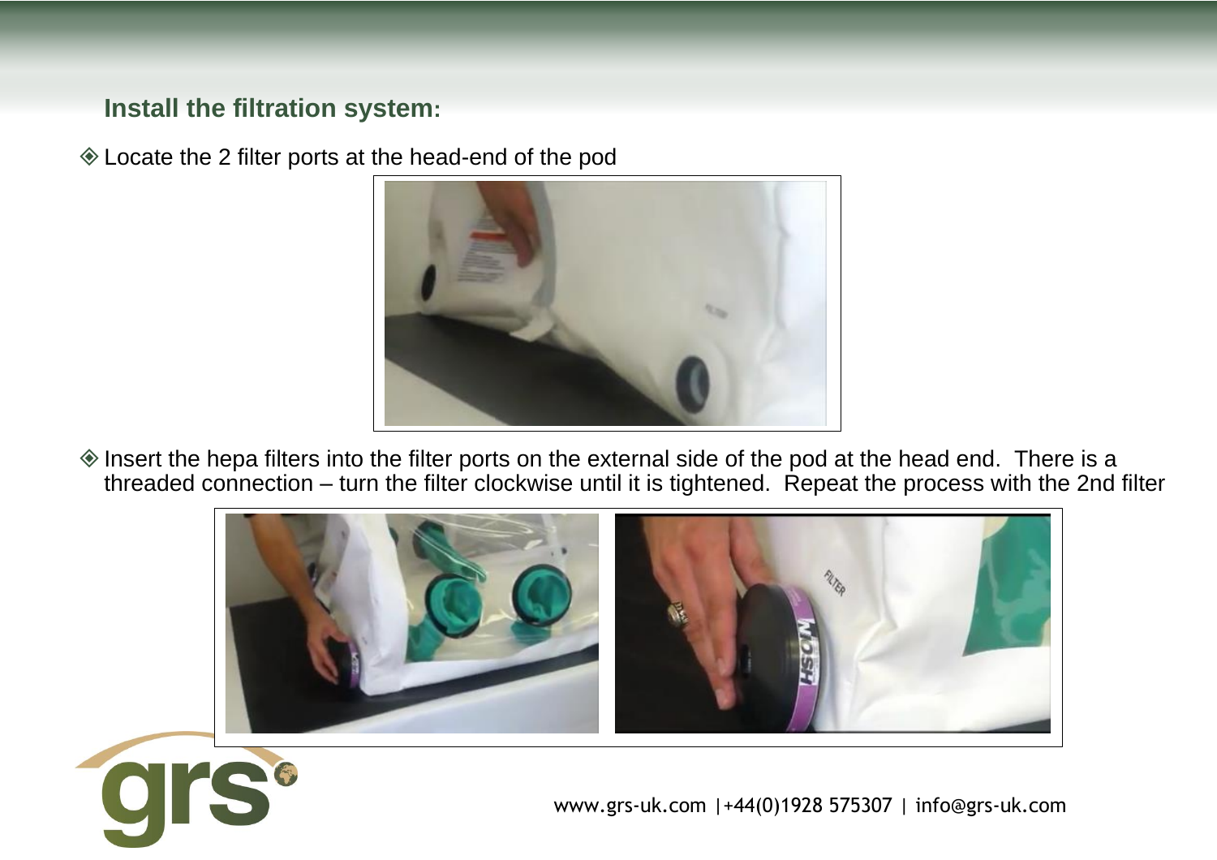## Install the filtration system:

- Locate the 2 filter ports at the head-end of the pod

- Insert the hepa filters into the filter ports on the external side of the pod at the head end.  There is a threaded connection – turn the filter clockwise until it is tightened.  Repeat the process with the 2nd filter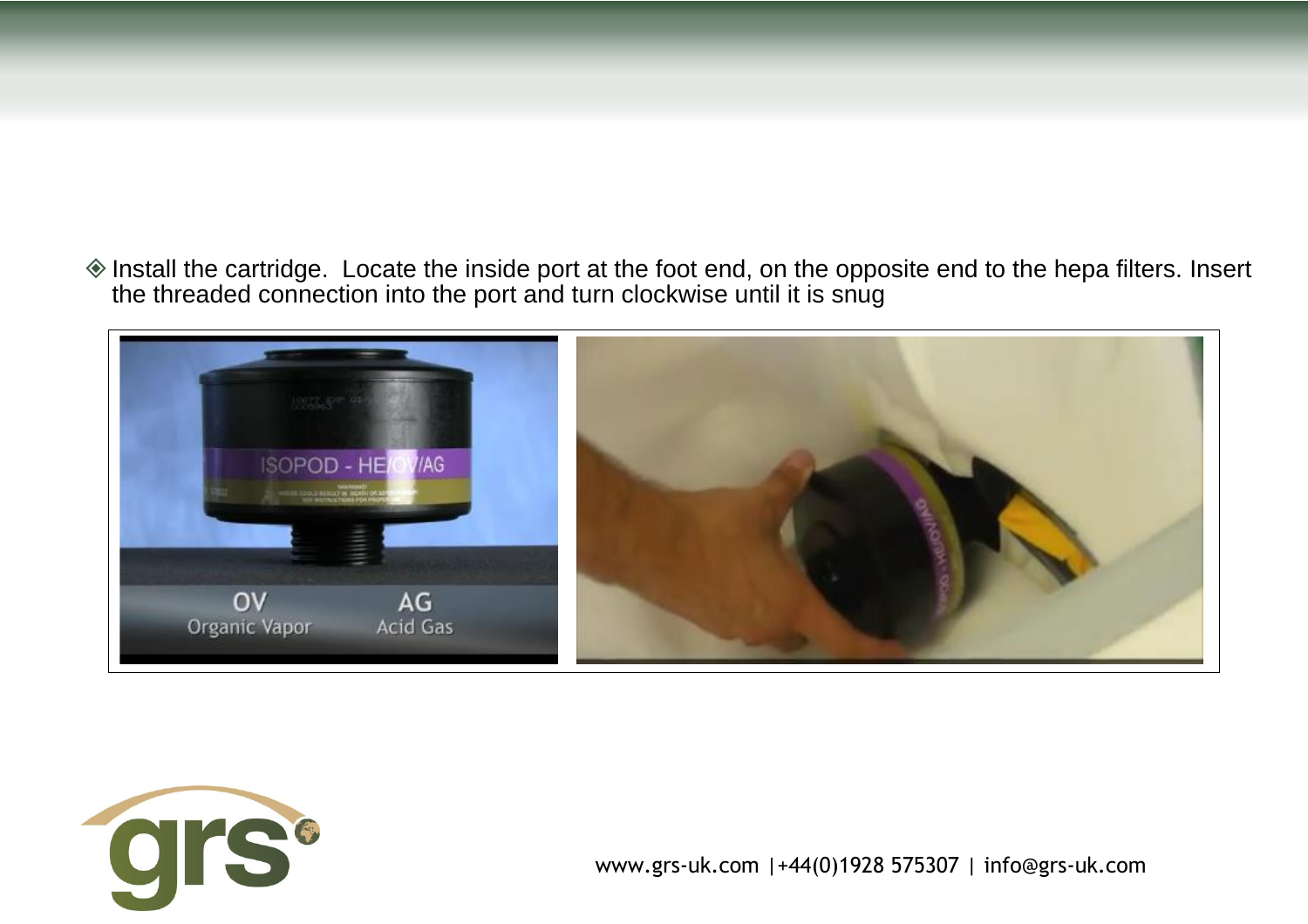- Install the cartridge. Locate the inside port at the foot end, on the opposite end to the hepa filters. Insert the threaded connection into the port and turn clockwise until it is snug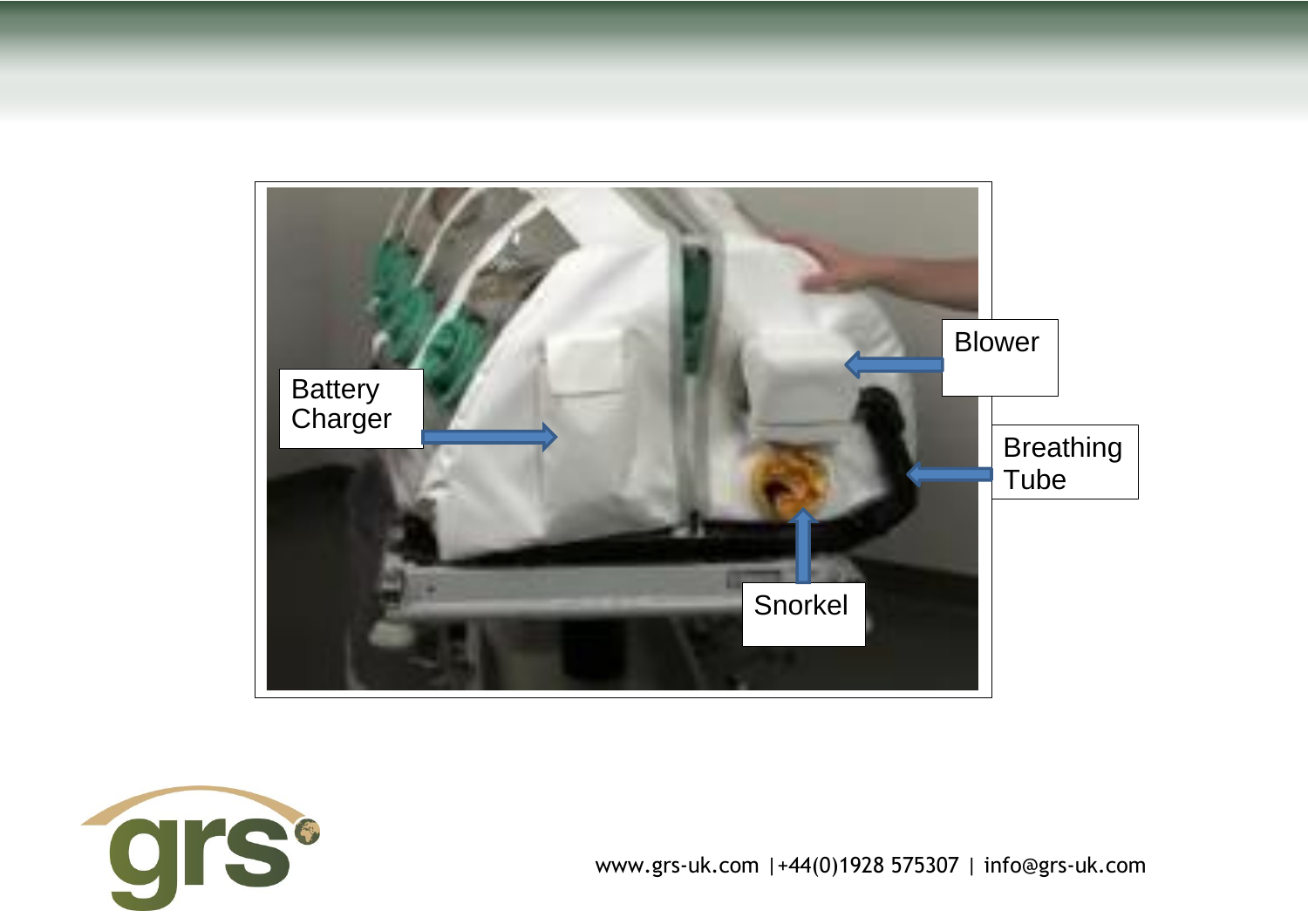Battery Charger

Blower

Breathing Tube

Snorkel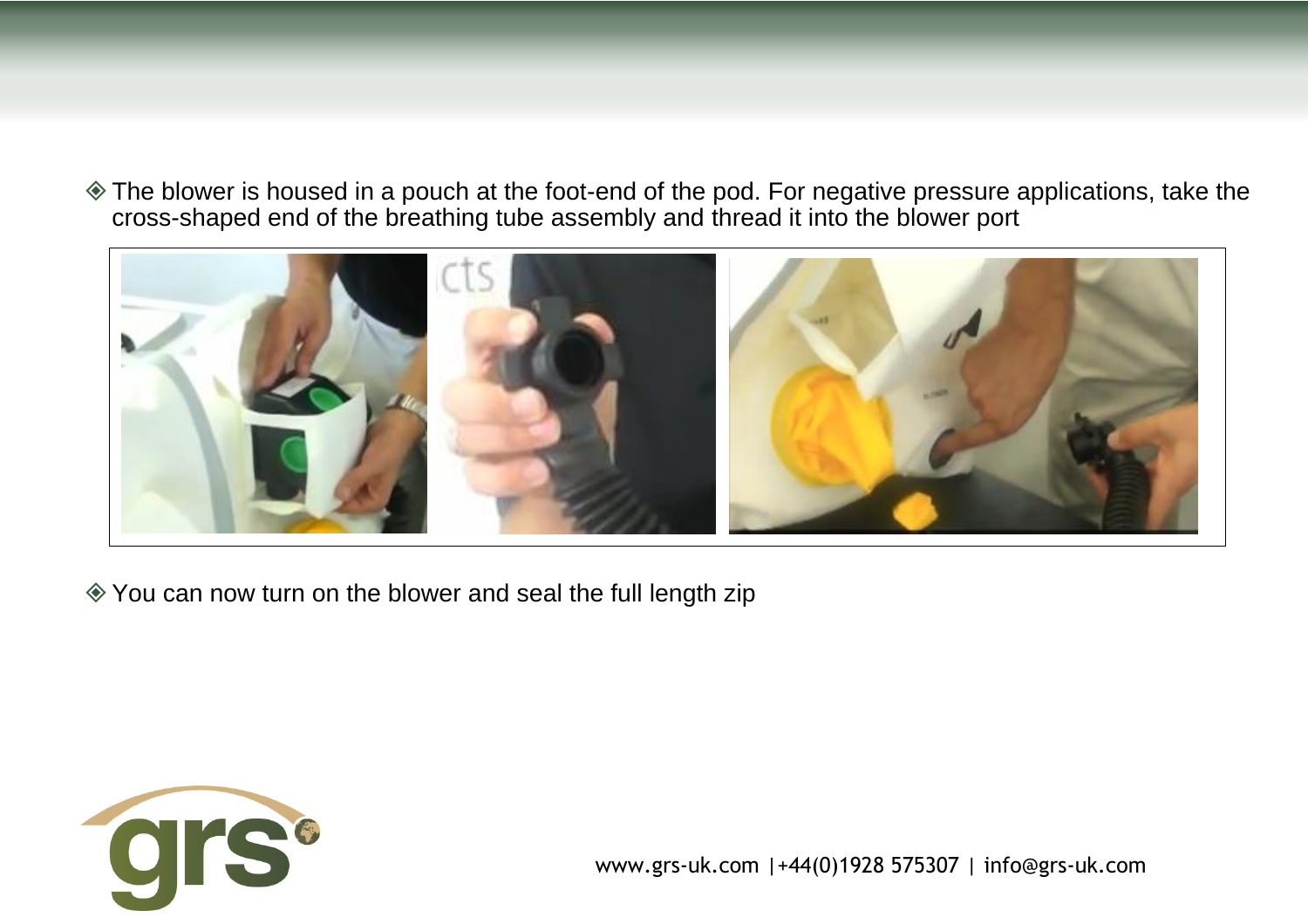- The blower is housed in a pouch at the foot-end of the pod. For negative pressure applications, take the cross-shaped end of the breathing tube assembly and thread it into the blower port

- You can now turn on the blower and seal the full length zip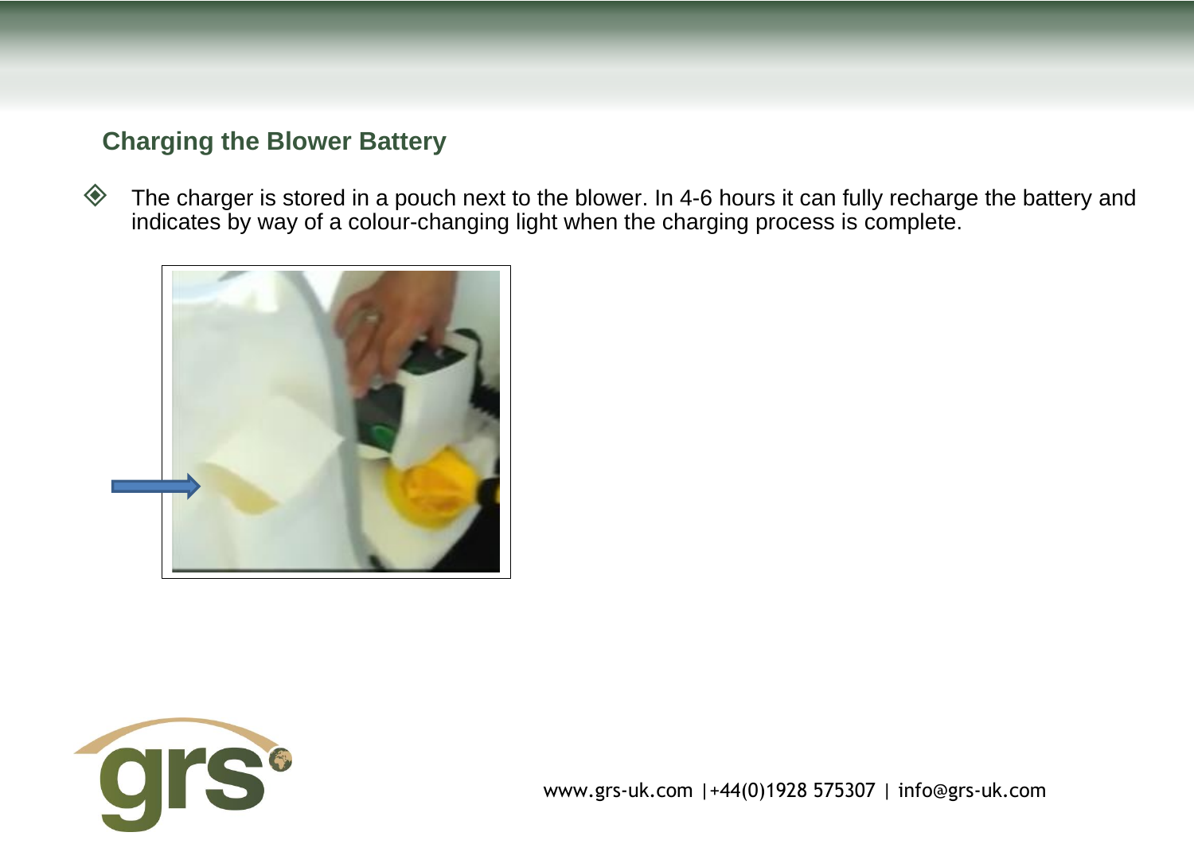## Charging the Blower Battery

- The charger is stored in a pouch next to the blower. In 4-6 hours it can fully recharge the battery and indicates by way of a colour-changing light when the charging process is complete.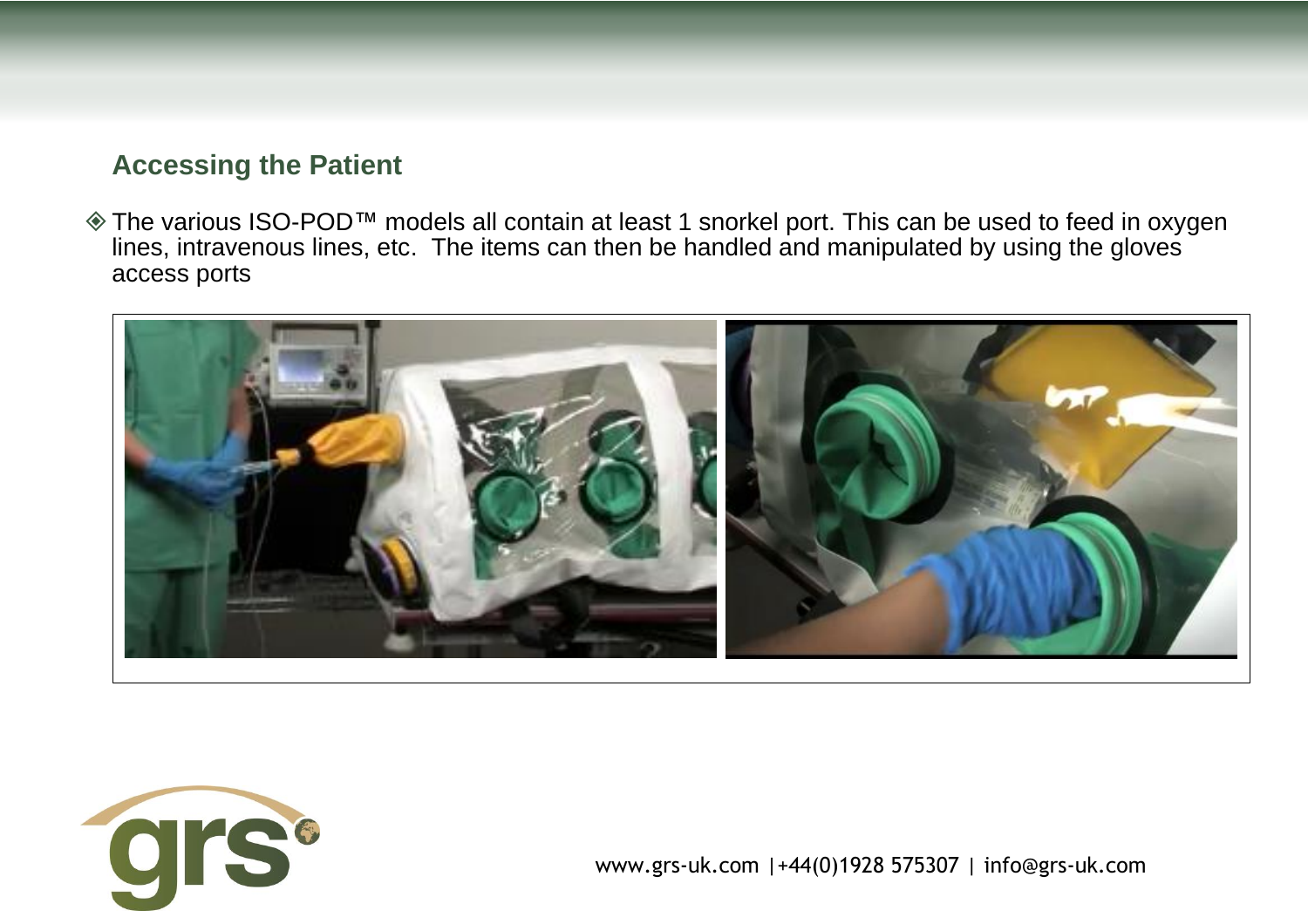## Accessing the Patient

- The various ISO-POD™ models all contain at least 1 snorkel port. This can be used to feed in oxygen lines, intravenous lines, etc.  The items can then be handled and manipulated by using the gloves access ports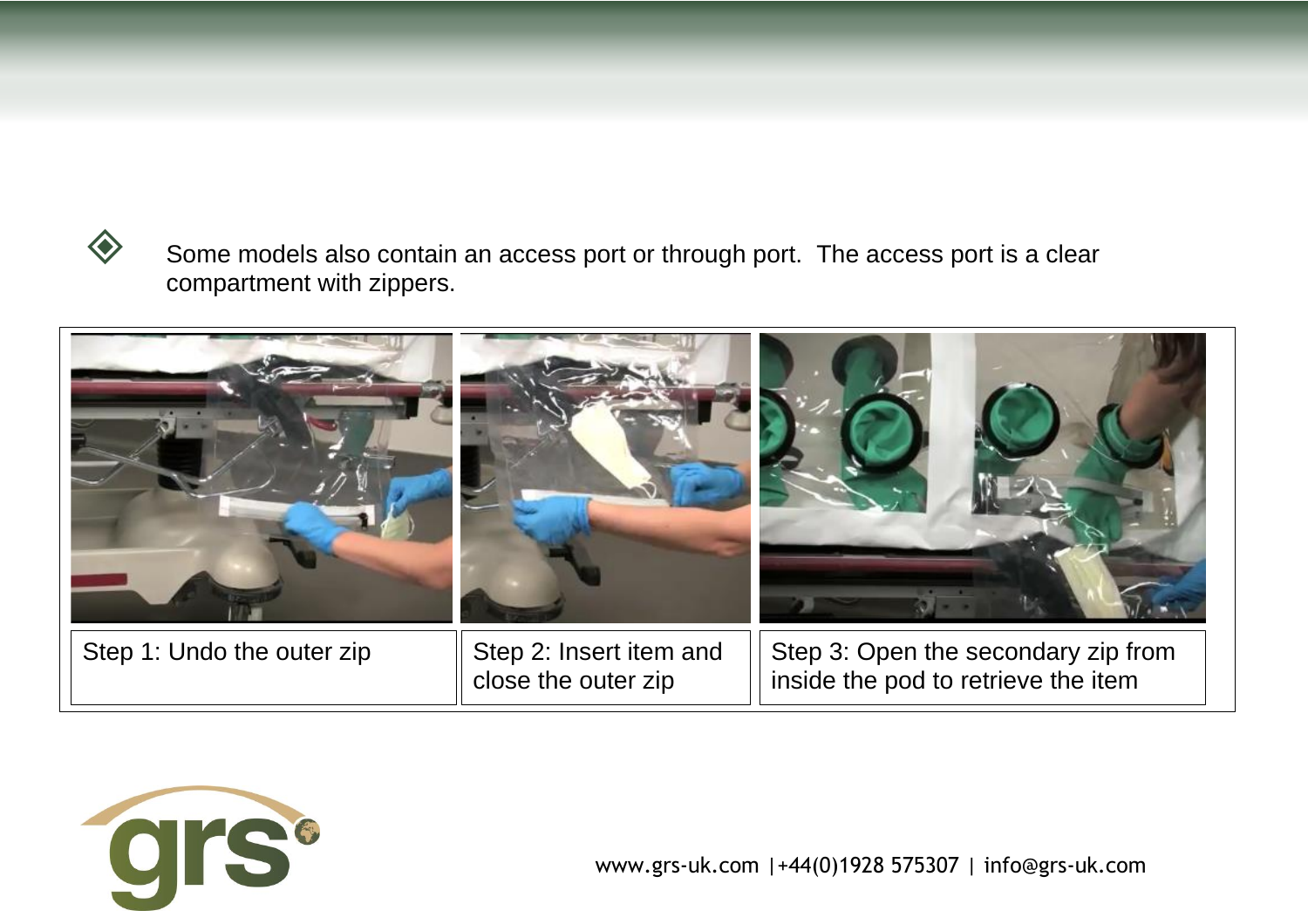- Some models also contain an access port or through port. The access port is a clear compartment with zippers.

| Step 1: Undo the outer zip | Step 2: Insert item and close the outer zip | Step 3: Open the secondary zip from inside the pod to retrieve the item |
|---|---|---|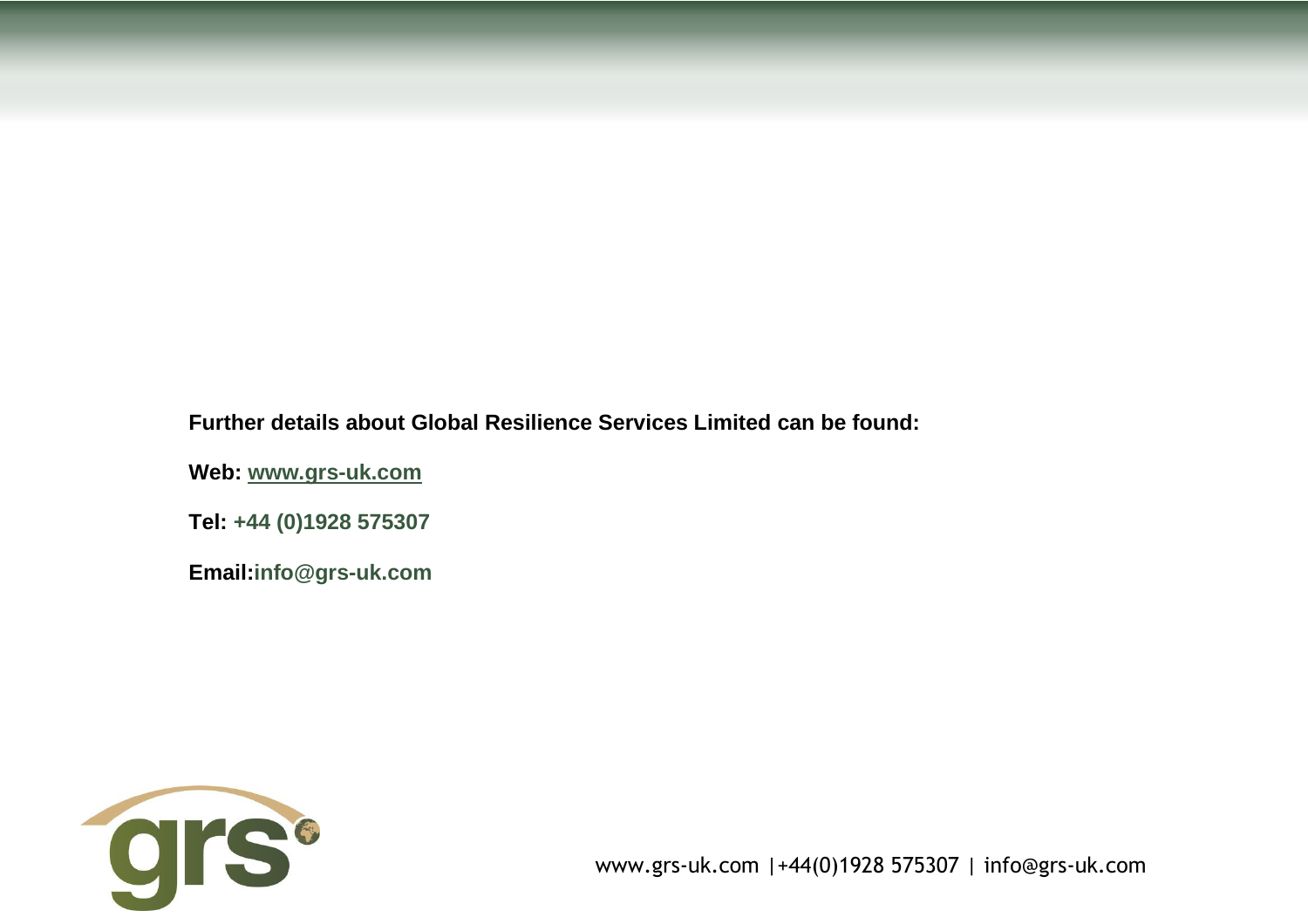**Further details about Global Resilience Services Limited can be found:**

**Web: www.grs-uk.com**

**Tel: +44 (0)1928 575307**

**Email:info@grs-uk.com**